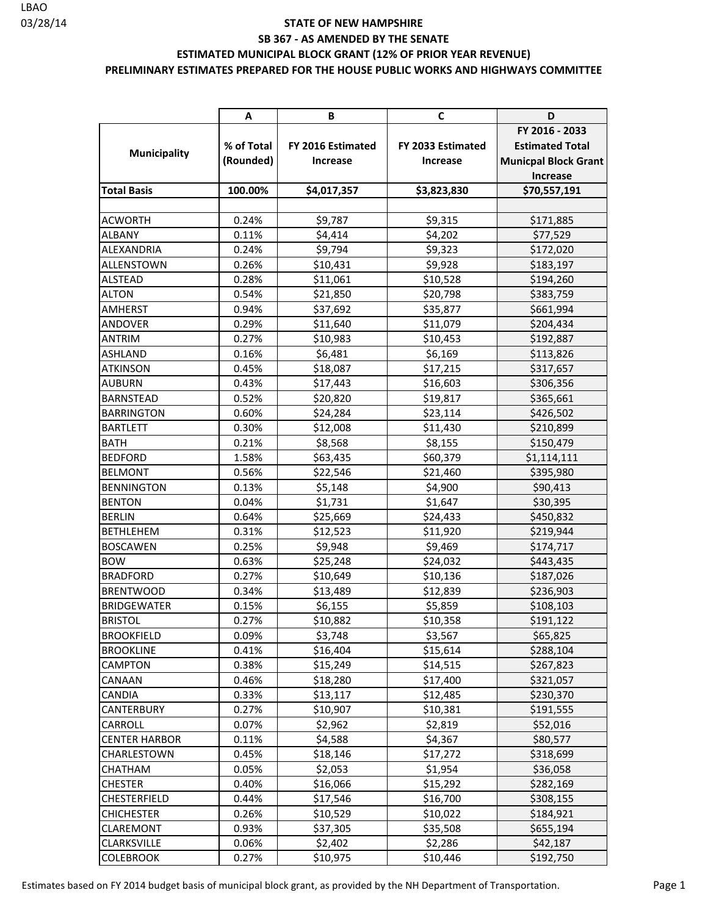LBAO
03/28/14

# STATE OF NEW HAMPSHIRE
## SB 367 - AS AMENDED BY THE SENATE
## ESTIMATED MUNICIPAL BLOCK GRANT (12% OF PRIOR YEAR REVENUE)
## PRELIMINARY ESTIMATES PREPARED FOR THE HOUSE PUBLIC WORKS AND HIGHWAYS COMMITTEE

| | A | B | C | D |
|---|---|---|---|---|
| Municipality | % of Total (Rounded) | FY 2016 Estimated Increase | FY 2033 Estimated Increase | FY 2016 - 2033 Estimated Total Municpal Block Grant Increase |
| **Total Basis** | **100.00%** | **$4,017,357** | **$3,823,830** | **$70,557,191** |
| | | | | |
| ACWORTH | 0.24% | $9,787 | $9,315 | $171,885 |
| ALBANY | 0.11% | $4,414 | $4,202 | $77,529 |
| ALEXANDRIA | 0.24% | $9,794 | $9,323 | $172,020 |
| ALLENSTOWN | 0.26% | $10,431 | $9,928 | $183,197 |
| ALSTEAD | 0.28% | $11,061 | $10,528 | $194,260 |
| ALTON | 0.54% | $21,850 | $20,798 | $383,759 |
| AMHERST | 0.94% | $37,692 | $35,877 | $661,994 |
| ANDOVER | 0.29% | $11,640 | $11,079 | $204,434 |
| ANTRIM | 0.27% | $10,983 | $10,453 | $192,887 |
| ASHLAND | 0.16% | $6,481 | $6,169 | $113,826 |
| ATKINSON | 0.45% | $18,087 | $17,215 | $317,657 |
| AUBURN | 0.43% | $17,443 | $16,603 | $306,356 |
| BARNSTEAD | 0.52% | $20,820 | $19,817 | $365,661 |
| BARRINGTON | 0.60% | $24,284 | $23,114 | $426,502 |
| BARTLETT | 0.30% | $12,008 | $11,430 | $210,899 |
| BATH | 0.21% | $8,568 | $8,155 | $150,479 |
| BEDFORD | 1.58% | $63,435 | $60,379 | $1,114,111 |
| BELMONT | 0.56% | $22,546 | $21,460 | $395,980 |
| BENNINGTON | 0.13% | $5,148 | $4,900 | $90,413 |
| BENTON | 0.04% | $1,731 | $1,647 | $30,395 |
| BERLIN | 0.64% | $25,669 | $24,433 | $450,832 |
| BETHLEHEM | 0.31% | $12,523 | $11,920 | $219,944 |
| BOSCAWEN | 0.25% | $9,948 | $9,469 | $174,717 |
| BOW | 0.63% | $25,248 | $24,032 | $443,435 |
| BRADFORD | 0.27% | $10,649 | $10,136 | $187,026 |
| BRENTWOOD | 0.34% | $13,489 | $12,839 | $236,903 |
| BRIDGEWATER | 0.15% | $6,155 | $5,859 | $108,103 |
| BRISTOL | 0.27% | $10,882 | $10,358 | $191,122 |
| BROOKFIELD | 0.09% | $3,748 | $3,567 | $65,825 |
| BROOKLINE | 0.41% | $16,404 | $15,614 | $288,104 |
| CAMPTON | 0.38% | $15,249 | $14,515 | $267,823 |
| CANAAN | 0.46% | $18,280 | $17,400 | $321,057 |
| CANDIA | 0.33% | $13,117 | $12,485 | $230,370 |
| CANTERBURY | 0.27% | $10,907 | $10,381 | $191,555 |
| CARROLL | 0.07% | $2,962 | $2,819 | $52,016 |
| CENTER HARBOR | 0.11% | $4,588 | $4,367 | $80,577 |
| CHARLESTOWN | 0.45% | $18,146 | $17,272 | $318,699 |
| CHATHAM | 0.05% | $2,053 | $1,954 | $36,058 |
| CHESTER | 0.40% | $16,066 | $15,292 | $282,169 |
| CHESTERFIELD | 0.44% | $17,546 | $16,700 | $308,155 |
| CHICHESTER | 0.26% | $10,529 | $10,022 | $184,921 |
| CLAREMONT | 0.93% | $37,305 | $35,508 | $655,194 |
| CLARKSVILLE | 0.06% | $2,402 | $2,286 | $42,187 |
| COLEBROOK | 0.27% | $10,975 | $10,446 | $192,750 |

Estimates based on FY 2014 budget basis of municipal block grant, as provided by the NH Department of Transportation.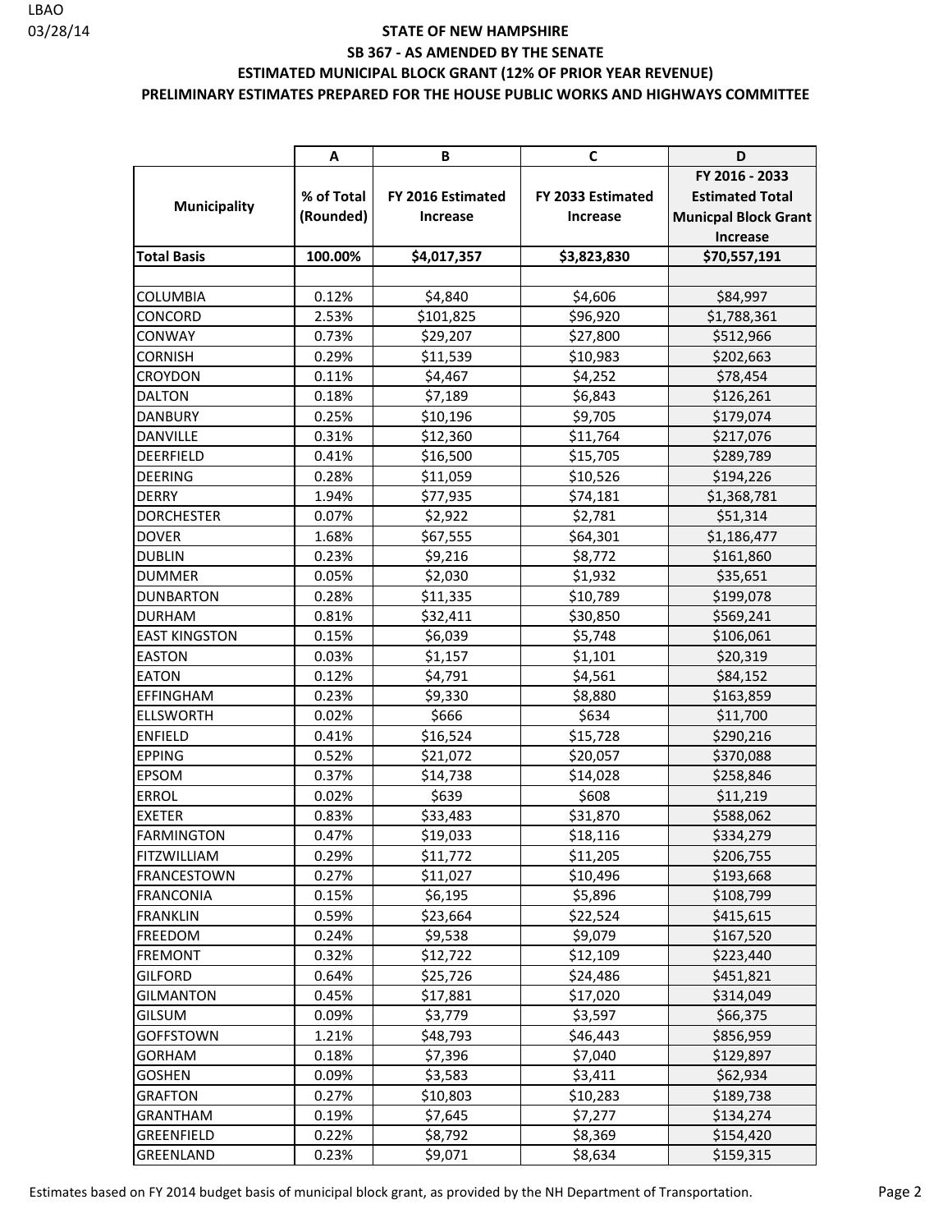LBAO
03/28/14

# STATE OF NEW HAMPSHIRE
## SB 367 - AS AMENDED BY THE SENATE
## ESTIMATED MUNICIPAL BLOCK GRANT (12% OF PRIOR YEAR REVENUE)
## PRELIMINARY ESTIMATES PREPARED FOR THE HOUSE PUBLIC WORKS AND HIGHWAYS COMMITTEE

| | A | B | C | D |
|---|---|---|---|---|
| **Municipality** | **% of Total (Rounded)** | **FY 2016 Estimated Increase** | **FY 2033 Estimated Increase** | **FY 2016 - 2033 Estimated Total Municpal Block Grant Increase** |
| **Total Basis** | **100.00%** | **$4,017,357** | **$3,823,830** | **$70,557,191** |
| | | | | |
| COLUMBIA | 0.12% | $4,840 | $4,606 | $84,997 |
| CONCORD | 2.53% | $101,825 | $96,920 | $1,788,361 |
| CONWAY | 0.73% | $29,207 | $27,800 | $512,966 |
| CORNISH | 0.29% | $11,539 | $10,983 | $202,663 |
| CROYDON | 0.11% | $4,467 | $4,252 | $78,454 |
| DALTON | 0.18% | $7,189 | $6,843 | $126,261 |
| DANBURY | 0.25% | $10,196 | $9,705 | $179,074 |
| DANVILLE | 0.31% | $12,360 | $11,764 | $217,076 |
| DEERFIELD | 0.41% | $16,500 | $15,705 | $289,789 |
| DEERING | 0.28% | $11,059 | $10,526 | $194,226 |
| DERRY | 1.94% | $77,935 | $74,181 | $1,368,781 |
| DORCHESTER | 0.07% | $2,922 | $2,781 | $51,314 |
| DOVER | 1.68% | $67,555 | $64,301 | $1,186,477 |
| DUBLIN | 0.23% | $9,216 | $8,772 | $161,860 |
| DUMMER | 0.05% | $2,030 | $1,932 | $35,651 |
| DUNBARTON | 0.28% | $11,335 | $10,789 | $199,078 |
| DURHAM | 0.81% | $32,411 | $30,850 | $569,241 |
| EAST KINGSTON | 0.15% | $6,039 | $5,748 | $106,061 |
| EASTON | 0.03% | $1,157 | $1,101 | $20,319 |
| EATON | 0.12% | $4,791 | $4,561 | $84,152 |
| EFFINGHAM | 0.23% | $9,330 | $8,880 | $163,859 |
| ELLSWORTH | 0.02% | $666 | $634 | $11,700 |
| ENFIELD | 0.41% | $16,524 | $15,728 | $290,216 |
| EPPING | 0.52% | $21,072 | $20,057 | $370,088 |
| EPSOM | 0.37% | $14,738 | $14,028 | $258,846 |
| ERROL | 0.02% | $639 | $608 | $11,219 |
| EXETER | 0.83% | $33,483 | $31,870 | $588,062 |
| FARMINGTON | 0.47% | $19,033 | $18,116 | $334,279 |
| FITZWILLIAM | 0.29% | $11,772 | $11,205 | $206,755 |
| FRANCESTOWN | 0.27% | $11,027 | $10,496 | $193,668 |
| FRANCONIA | 0.15% | $6,195 | $5,896 | $108,799 |
| FRANKLIN | 0.59% | $23,664 | $22,524 | $415,615 |
| FREEDOM | 0.24% | $9,538 | $9,079 | $167,520 |
| FREMONT | 0.32% | $12,722 | $12,109 | $223,440 |
| GILFORD | 0.64% | $25,726 | $24,486 | $451,821 |
| GILMANTON | 0.45% | $17,881 | $17,020 | $314,049 |
| GILSUM | 0.09% | $3,779 | $3,597 | $66,375 |
| GOFFSTOWN | 1.21% | $48,793 | $46,443 | $856,959 |
| GORHAM | 0.18% | $7,396 | $7,040 | $129,897 |
| GOSHEN | 0.09% | $3,583 | $3,411 | $62,934 |
| GRAFTON | 0.27% | $10,803 | $10,283 | $189,738 |
| GRANTHAM | 0.19% | $7,645 | $7,277 | $134,274 |
| GREENFIELD | 0.22% | $8,792 | $8,369 | $154,420 |
| GREENLAND | 0.23% | $9,071 | $8,634 | $159,315 |

Estimates based on FY 2014 budget basis of municipal block grant, as provided by the NH Department of Transportation.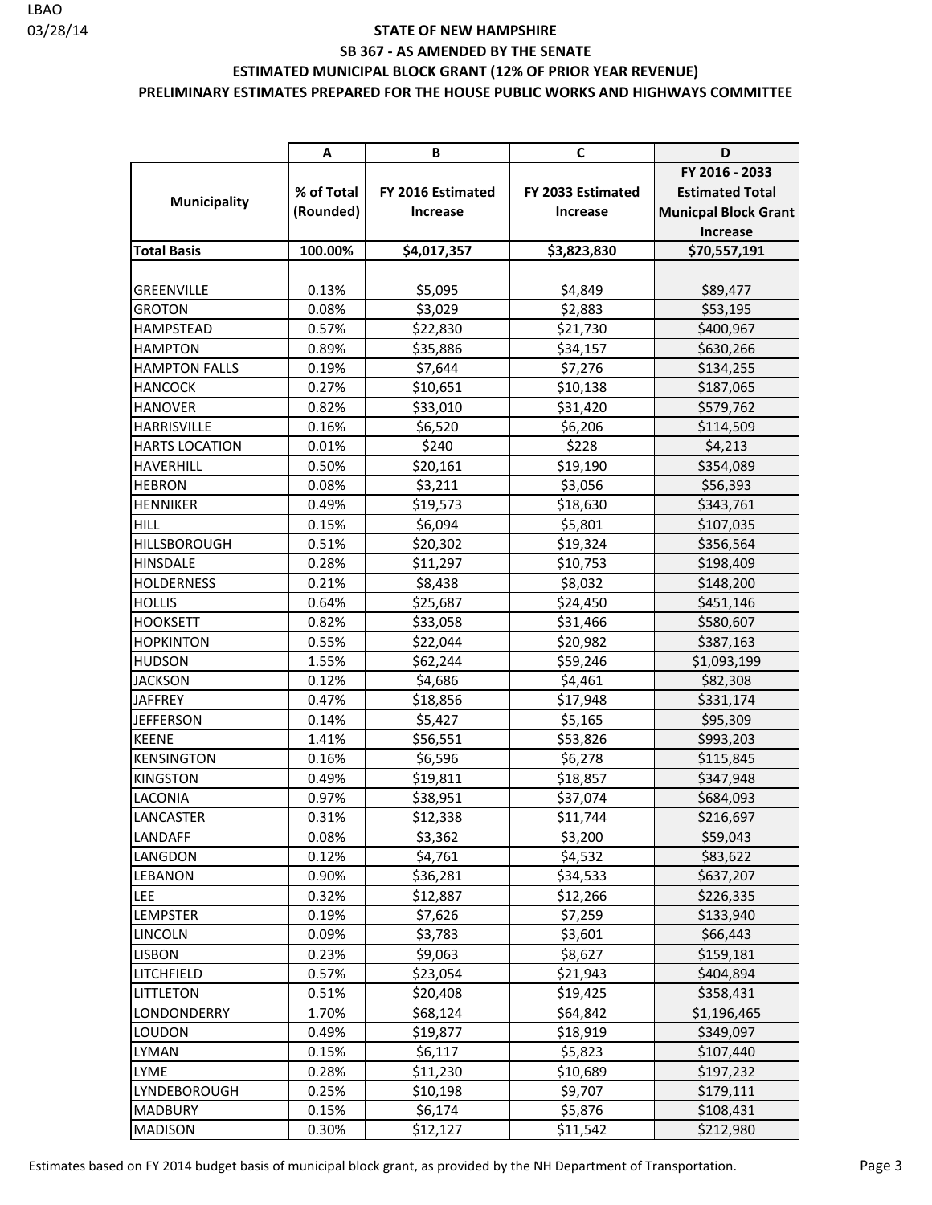LBAO
03/28/14

# STATE OF NEW HAMPSHIRE

## SB 367 - AS AMENDED BY THE SENATE

## ESTIMATED MUNICIPAL BLOCK GRANT (12% OF PRIOR YEAR REVENUE)

## PRELIMINARY ESTIMATES PREPARED FOR THE HOUSE PUBLIC WORKS AND HIGHWAYS COMMITTEE

| | A | B | C | D |
|---|---|---|---|---|
| **Municipality** | **% of Total (Rounded)** | **FY 2016 Estimated Increase** | **FY 2033 Estimated Increase** | **FY 2016 - 2033 Estimated Total Municpal Block Grant Increase** |
| **Total Basis** | **100.00%** | **$4,017,357** | **$3,823,830** | **$70,557,191** |
| | | | | |
| GREENVILLE | 0.13% | $5,095 | $4,849 | $89,477 |
| GROTON | 0.08% | $3,029 | $2,883 | $53,195 |
| HAMPSTEAD | 0.57% | $22,830 | $21,730 | $400,967 |
| HAMPTON | 0.89% | $35,886 | $34,157 | $630,266 |
| HAMPTON FALLS | 0.19% | $7,644 | $7,276 | $134,255 |
| HANCOCK | 0.27% | $10,651 | $10,138 | $187,065 |
| HANOVER | 0.82% | $33,010 | $31,420 | $579,762 |
| HARRISVILLE | 0.16% | $6,520 | $6,206 | $114,509 |
| HARTS LOCATION | 0.01% | $240 | $228 | $4,213 |
| HAVERHILL | 0.50% | $20,161 | $19,190 | $354,089 |
| HEBRON | 0.08% | $3,211 | $3,056 | $56,393 |
| HENNIKER | 0.49% | $19,573 | $18,630 | $343,761 |
| HILL | 0.15% | $6,094 | $5,801 | $107,035 |
| HILLSBOROUGH | 0.51% | $20,302 | $19,324 | $356,564 |
| HINSDALE | 0.28% | $11,297 | $10,753 | $198,409 |
| HOLDERNESS | 0.21% | $8,438 | $8,032 | $148,200 |
| HOLLIS | 0.64% | $25,687 | $24,450 | $451,146 |
| HOOKSETT | 0.82% | $33,058 | $31,466 | $580,607 |
| HOPKINTON | 0.55% | $22,044 | $20,982 | $387,163 |
| HUDSON | 1.55% | $62,244 | $59,246 | $1,093,199 |
| JACKSON | 0.12% | $4,686 | $4,461 | $82,308 |
| JAFFREY | 0.47% | $18,856 | $17,948 | $331,174 |
| JEFFERSON | 0.14% | $5,427 | $5,165 | $95,309 |
| KEENE | 1.41% | $56,551 | $53,826 | $993,203 |
| KENSINGTON | 0.16% | $6,596 | $6,278 | $115,845 |
| KINGSTON | 0.49% | $19,811 | $18,857 | $347,948 |
| LACONIA | 0.97% | $38,951 | $37,074 | $684,093 |
| LANCASTER | 0.31% | $12,338 | $11,744 | $216,697 |
| LANDAFF | 0.08% | $3,362 | $3,200 | $59,043 |
| LANGDON | 0.12% | $4,761 | $4,532 | $83,622 |
| LEBANON | 0.90% | $36,281 | $34,533 | $637,207 |
| LEE | 0.32% | $12,887 | $12,266 | $226,335 |
| LEMPSTER | 0.19% | $7,626 | $7,259 | $133,940 |
| LINCOLN | 0.09% | $3,783 | $3,601 | $66,443 |
| LISBON | 0.23% | $9,063 | $8,627 | $159,181 |
| LITCHFIELD | 0.57% | $23,054 | $21,943 | $404,894 |
| LITTLETON | 0.51% | $20,408 | $19,425 | $358,431 |
| LONDONDERRY | 1.70% | $68,124 | $64,842 | $1,196,465 |
| LOUDON | 0.49% | $19,877 | $18,919 | $349,097 |
| LYMAN | 0.15% | $6,117 | $5,823 | $107,440 |
| LYME | 0.28% | $11,230 | $10,689 | $197,232 |
| LYNDEBOROUGH | 0.25% | $10,198 | $9,707 | $179,111 |
| MADBURY | 0.15% | $6,174 | $5,876 | $108,431 |
| MADISON | 0.30% | $12,127 | $11,542 | $212,980 |

Estimates based on FY 2014 budget basis of municipal block grant, as provided by the NH Department of Transportation.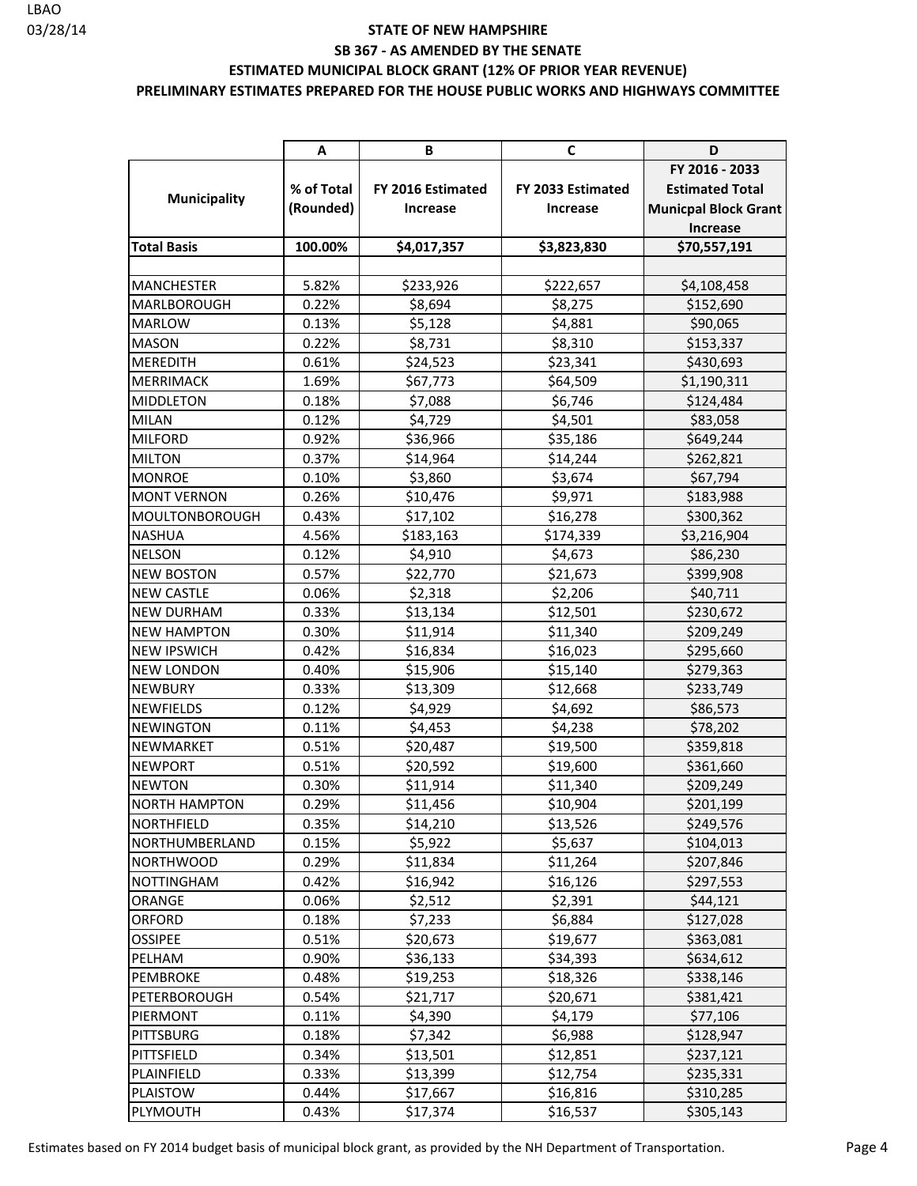LBAO
03/28/14

# STATE OF NEW HAMPSHIRE

## SB 367 - AS AMENDED BY THE SENATE

## ESTIMATED MUNICIPAL BLOCK GRANT (12% OF PRIOR YEAR REVENUE)

## PRELIMINARY ESTIMATES PREPARED FOR THE HOUSE PUBLIC WORKS AND HIGHWAYS COMMITTEE

| | A | B | C | D |
|---|---|---|---|---|
| **Municipality** | **% of Total (Rounded)** | **FY 2016 Estimated Increase** | **FY 2033 Estimated Increase** | **FY 2016 - 2033 Estimated Total Municpal Block Grant Increase** |
| **Total Basis** | **100.00%** | **$4,017,357** | **$3,823,830** | **$70,557,191** |
| | | | | |
| MANCHESTER | 5.82% | $233,926 | $222,657 | $4,108,458 |
| MARLBOROUGH | 0.22% | $8,694 | $8,275 | $152,690 |
| MARLOW | 0.13% | $5,128 | $4,881 | $90,065 |
| MASON | 0.22% | $8,731 | $8,310 | $153,337 |
| MEREDITH | 0.61% | $24,523 | $23,341 | $430,693 |
| MERRIMACK | 1.69% | $67,773 | $64,509 | $1,190,311 |
| MIDDLETON | 0.18% | $7,088 | $6,746 | $124,484 |
| MILAN | 0.12% | $4,729 | $4,501 | $83,058 |
| MILFORD | 0.92% | $36,966 | $35,186 | $649,244 |
| MILTON | 0.37% | $14,964 | $14,244 | $262,821 |
| MONROE | 0.10% | $3,860 | $3,674 | $67,794 |
| MONT VERNON | 0.26% | $10,476 | $9,971 | $183,988 |
| MOULTONBOROUGH | 0.43% | $17,102 | $16,278 | $300,362 |
| NASHUA | 4.56% | $183,163 | $174,339 | $3,216,904 |
| NELSON | 0.12% | $4,910 | $4,673 | $86,230 |
| NEW BOSTON | 0.57% | $22,770 | $21,673 | $399,908 |
| NEW CASTLE | 0.06% | $2,318 | $2,206 | $40,711 |
| NEW DURHAM | 0.33% | $13,134 | $12,501 | $230,672 |
| NEW HAMPTON | 0.30% | $11,914 | $11,340 | $209,249 |
| NEW IPSWICH | 0.42% | $16,834 | $16,023 | $295,660 |
| NEW LONDON | 0.40% | $15,906 | $15,140 | $279,363 |
| NEWBURY | 0.33% | $13,309 | $12,668 | $233,749 |
| NEWFIELDS | 0.12% | $4,929 | $4,692 | $86,573 |
| NEWINGTON | 0.11% | $4,453 | $4,238 | $78,202 |
| NEWMARKET | 0.51% | $20,487 | $19,500 | $359,818 |
| NEWPORT | 0.51% | $20,592 | $19,600 | $361,660 |
| NEWTON | 0.30% | $11,914 | $11,340 | $209,249 |
| NORTH HAMPTON | 0.29% | $11,456 | $10,904 | $201,199 |
| NORTHFIELD | 0.35% | $14,210 | $13,526 | $249,576 |
| NORTHUMBERLAND | 0.15% | $5,922 | $5,637 | $104,013 |
| NORTHWOOD | 0.29% | $11,834 | $11,264 | $207,846 |
| NOTTINGHAM | 0.42% | $16,942 | $16,126 | $297,553 |
| ORANGE | 0.06% | $2,512 | $2,391 | $44,121 |
| ORFORD | 0.18% | $7,233 | $6,884 | $127,028 |
| OSSIPEE | 0.51% | $20,673 | $19,677 | $363,081 |
| PELHAM | 0.90% | $36,133 | $34,393 | $634,612 |
| PEMBROKE | 0.48% | $19,253 | $18,326 | $338,146 |
| PETERBOROUGH | 0.54% | $21,717 | $20,671 | $381,421 |
| PIERMONT | 0.11% | $4,390 | $4,179 | $77,106 |
| PITTSBURG | 0.18% | $7,342 | $6,988 | $128,947 |
| PITTSFIELD | 0.34% | $13,501 | $12,851 | $237,121 |
| PLAINFIELD | 0.33% | $13,399 | $12,754 | $235,331 |
| PLAISTOW | 0.44% | $17,667 | $16,816 | $310,285 |
| PLYMOUTH | 0.43% | $17,374 | $16,537 | $305,143 |

Estimates based on FY 2014 budget basis of municipal block grant, as provided by the NH Department of Transportation.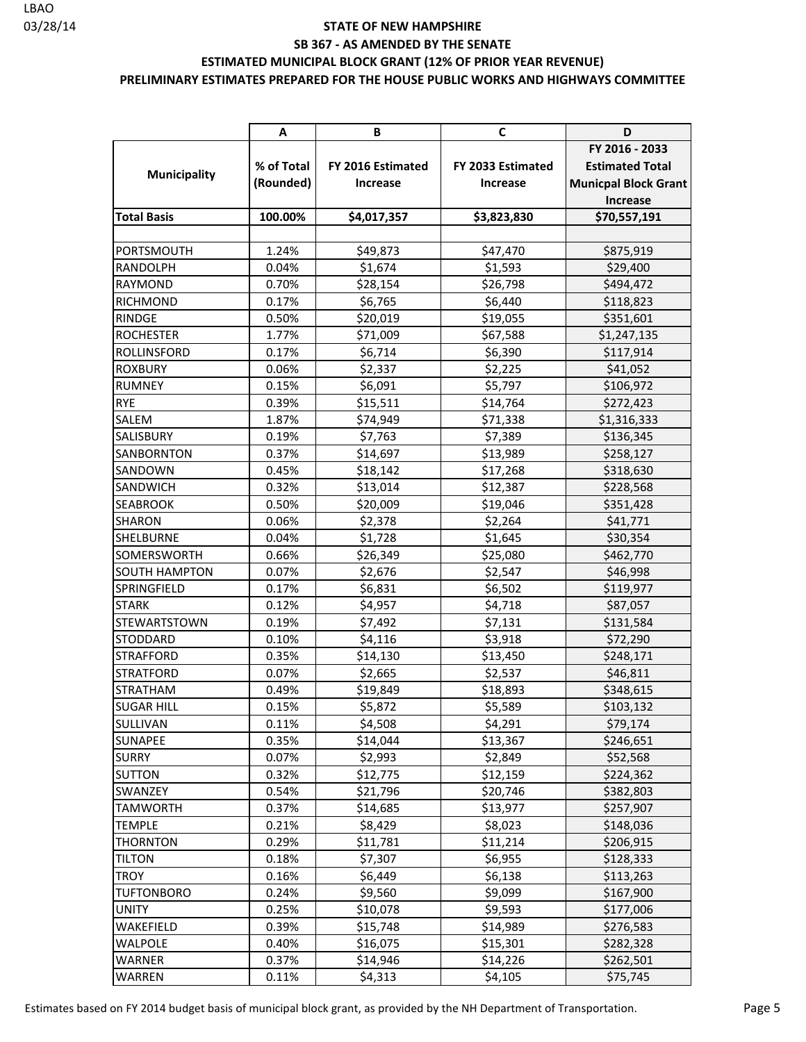LBAO
03/28/14

# STATE OF NEW HAMPSHIRE

## SB 367 - AS AMENDED BY THE SENATE

## ESTIMATED MUNICIPAL BLOCK GRANT (12% OF PRIOR YEAR REVENUE)

## PRELIMINARY ESTIMATES PREPARED FOR THE HOUSE PUBLIC WORKS AND HIGHWAYS COMMITTEE

| | A | B | C | D |
|---|---|---|---|---|
| **Municipality** | **% of Total (Rounded)** | **FY 2016 Estimated Increase** | **FY 2033 Estimated Increase** | **FY 2016 - 2033 Estimated Total Municpal Block Grant Increase** |
| **Total Basis** | **100.00%** | **$4,017,357** | **$3,823,830** | **$70,557,191** |
| | | | | |
| PORTSMOUTH | 1.24% | $49,873 | $47,470 | $875,919 |
| RANDOLPH | 0.04% | $1,674 | $1,593 | $29,400 |
| RAYMOND | 0.70% | $28,154 | $26,798 | $494,472 |
| RICHMOND | 0.17% | $6,765 | $6,440 | $118,823 |
| RINDGE | 0.50% | $20,019 | $19,055 | $351,601 |
| ROCHESTER | 1.77% | $71,009 | $67,588 | $1,247,135 |
| ROLLINSFORD | 0.17% | $6,714 | $6,390 | $117,914 |
| ROXBURY | 0.06% | $2,337 | $2,225 | $41,052 |
| RUMNEY | 0.15% | $6,091 | $5,797 | $106,972 |
| RYE | 0.39% | $15,511 | $14,764 | $272,423 |
| SALEM | 1.87% | $74,949 | $71,338 | $1,316,333 |
| SALISBURY | 0.19% | $7,763 | $7,389 | $136,345 |
| SANBORNTON | 0.37% | $14,697 | $13,989 | $258,127 |
| SANDOWN | 0.45% | $18,142 | $17,268 | $318,630 |
| SANDWICH | 0.32% | $13,014 | $12,387 | $228,568 |
| SEABROOK | 0.50% | $20,009 | $19,046 | $351,428 |
| SHARON | 0.06% | $2,378 | $2,264 | $41,771 |
| SHELBURNE | 0.04% | $1,728 | $1,645 | $30,354 |
| SOMERSWORTH | 0.66% | $26,349 | $25,080 | $462,770 |
| SOUTH HAMPTON | 0.07% | $2,676 | $2,547 | $46,998 |
| SPRINGFIELD | 0.17% | $6,831 | $6,502 | $119,977 |
| STARK | 0.12% | $4,957 | $4,718 | $87,057 |
| STEWARTSTOWN | 0.19% | $7,492 | $7,131 | $131,584 |
| STODDARD | 0.10% | $4,116 | $3,918 | $72,290 |
| STRAFFORD | 0.35% | $14,130 | $13,450 | $248,171 |
| STRATFORD | 0.07% | $2,665 | $2,537 | $46,811 |
| STRATHAM | 0.49% | $19,849 | $18,893 | $348,615 |
| SUGAR HILL | 0.15% | $5,872 | $5,589 | $103,132 |
| SULLIVAN | 0.11% | $4,508 | $4,291 | $79,174 |
| SUNAPEE | 0.35% | $14,044 | $13,367 | $246,651 |
| SURRY | 0.07% | $2,993 | $2,849 | $52,568 |
| SUTTON | 0.32% | $12,775 | $12,159 | $224,362 |
| SWANZEY | 0.54% | $21,796 | $20,746 | $382,803 |
| TAMWORTH | 0.37% | $14,685 | $13,977 | $257,907 |
| TEMPLE | 0.21% | $8,429 | $8,023 | $148,036 |
| THORNTON | 0.29% | $11,781 | $11,214 | $206,915 |
| TILTON | 0.18% | $7,307 | $6,955 | $128,333 |
| TROY | 0.16% | $6,449 | $6,138 | $113,263 |
| TUFTONBORO | 0.24% | $9,560 | $9,099 | $167,900 |
| UNITY | 0.25% | $10,078 | $9,593 | $177,006 |
| WAKEFIELD | 0.39% | $15,748 | $14,989 | $276,583 |
| WALPOLE | 0.40% | $16,075 | $15,301 | $282,328 |
| WARNER | 0.37% | $14,946 | $14,226 | $262,501 |
| WARREN | 0.11% | $4,313 | $4,105 | $75,745 |

Estimates based on FY 2014 budget basis of municipal block grant, as provided by the NH Department of Transportation.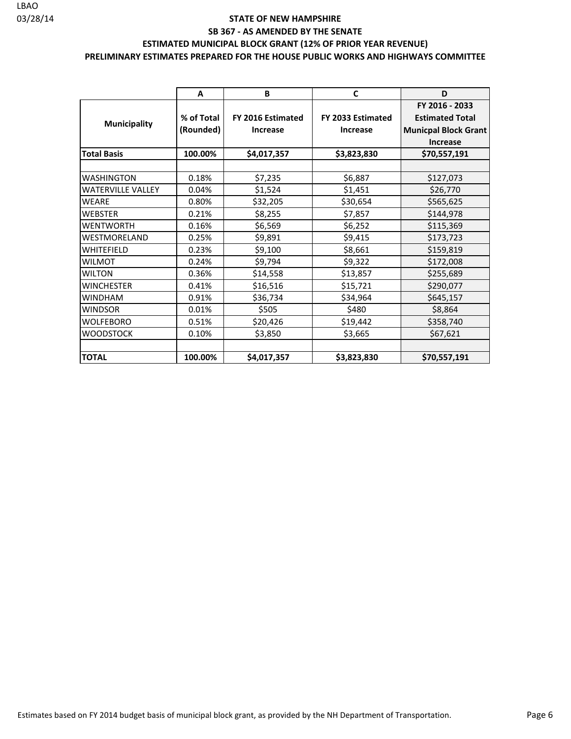**STATE OF NEW HAMPSHIRE**

**SB 367 - AS AMENDED BY THE SENATE**

**ESTIMATED MUNICIPAL BLOCK GRANT (12% OF PRIOR YEAR REVENUE)**

**PRELIMINARY ESTIMATES PREPARED FOR THE HOUSE PUBLIC WORKS AND HIGHWAYS COMMITTEE**

| | A | B | C | D |
|---|---|---|---|---|
| **Municipality** | **% of Total (Rounded)** | **FY 2016 Estimated Increase** | **FY 2033 Estimated Increase** | **FY 2016 - 2033 Estimated Total Municpal Block Grant Increase** |
| **Total Basis** | **100.00%** | **$4,017,357** | **$3,823,830** | **$70,557,191** |
| | | | | |
| WASHINGTON | 0.18% | $7,235 | $6,887 | $127,073 |
| WATERVILLE VALLEY | 0.04% | $1,524 | $1,451 | $26,770 |
| WEARE | 0.80% | $32,205 | $30,654 | $565,625 |
| WEBSTER | 0.21% | $8,255 | $7,857 | $144,978 |
| WENTWORTH | 0.16% | $6,569 | $6,252 | $115,369 |
| WESTMORELAND | 0.25% | $9,891 | $9,415 | $173,723 |
| WHITEFIELD | 0.23% | $9,100 | $8,661 | $159,819 |
| WILMOT | 0.24% | $9,794 | $9,322 | $172,008 |
| WILTON | 0.36% | $14,558 | $13,857 | $255,689 |
| WINCHESTER | 0.41% | $16,516 | $15,721 | $290,077 |
| WINDHAM | 0.91% | $36,734 | $34,964 | $645,157 |
| WINDSOR | 0.01% | $505 | $480 | $8,864 |
| WOLFEBORO | 0.51% | $20,426 | $19,442 | $358,740 |
| WOODSTOCK | 0.10% | $3,850 | $3,665 | $67,621 |
| | | | | |
| **TOTAL** | **100.00%** | **$4,017,357** | **$3,823,830** | **$70,557,191** |

Estimates based on FY 2014 budget basis of municipal block grant, as provided by the NH Department of Transportation.